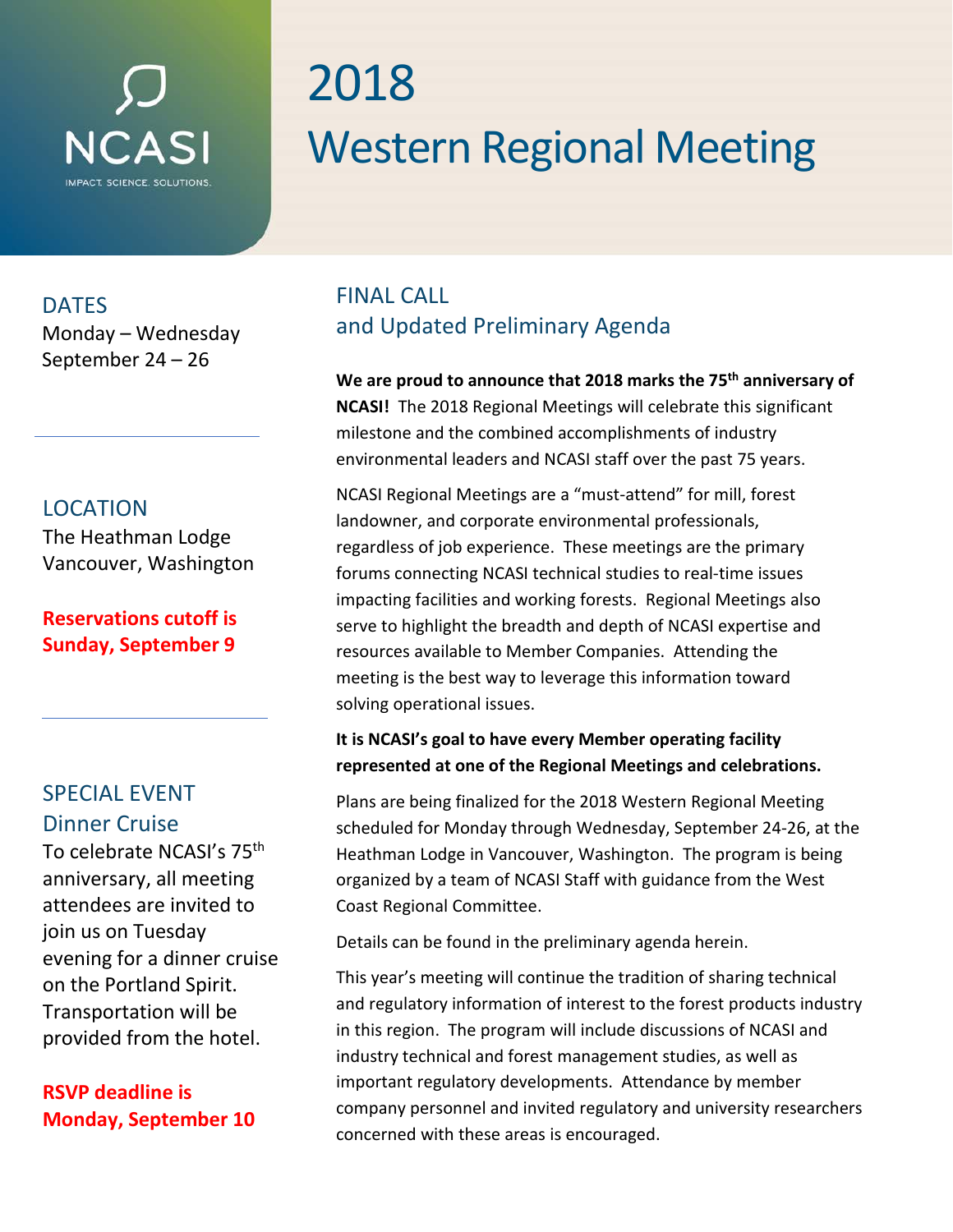NCASI

IMPACT. SCIENCE. SOLUTIONS.

# 2018 Western Regional Meeting

## DATES

Monday – Wednesday
September 24 – 26

## LOCATION

The Heathman Lodge
Vancouver, Washington

**Reservations cutoff is Sunday, September 9**

## SPECIAL EVENT

### Dinner Cruise

To celebrate NCASI's 75th anniversary, all meeting attendees are invited to join us on Tuesday evening for a dinner cruise on the Portland Spirit. Transportation will be provided from the hotel.

**RSVP deadline is Monday, September 10**

## FINAL CALL and Updated Preliminary Agenda

**We are proud to announce that 2018 marks the 75th anniversary of NCASI!** The 2018 Regional Meetings will celebrate this significant milestone and the combined accomplishments of industry environmental leaders and NCASI staff over the past 75 years.

NCASI Regional Meetings are a "must-attend" for mill, forest landowner, and corporate environmental professionals, regardless of job experience. These meetings are the primary forums connecting NCASI technical studies to real-time issues impacting facilities and working forests. Regional Meetings also serve to highlight the breadth and depth of NCASI expertise and resources available to Member Companies. Attending the meeting is the best way to leverage this information toward solving operational issues.

**It is NCASI's goal to have every Member operating facility represented at one of the Regional Meetings and celebrations.**

Plans are being finalized for the 2018 Western Regional Meeting scheduled for Monday through Wednesday, September 24-26, at the Heathman Lodge in Vancouver, Washington. The program is being organized by a team of NCASI Staff with guidance from the West Coast Regional Committee.

Details can be found in the preliminary agenda herein.

This year's meeting will continue the tradition of sharing technical and regulatory information of interest to the forest products industry in this region. The program will include discussions of NCASI and industry technical and forest management studies, as well as important regulatory developments. Attendance by member company personnel and invited regulatory and university researchers concerned with these areas is encouraged.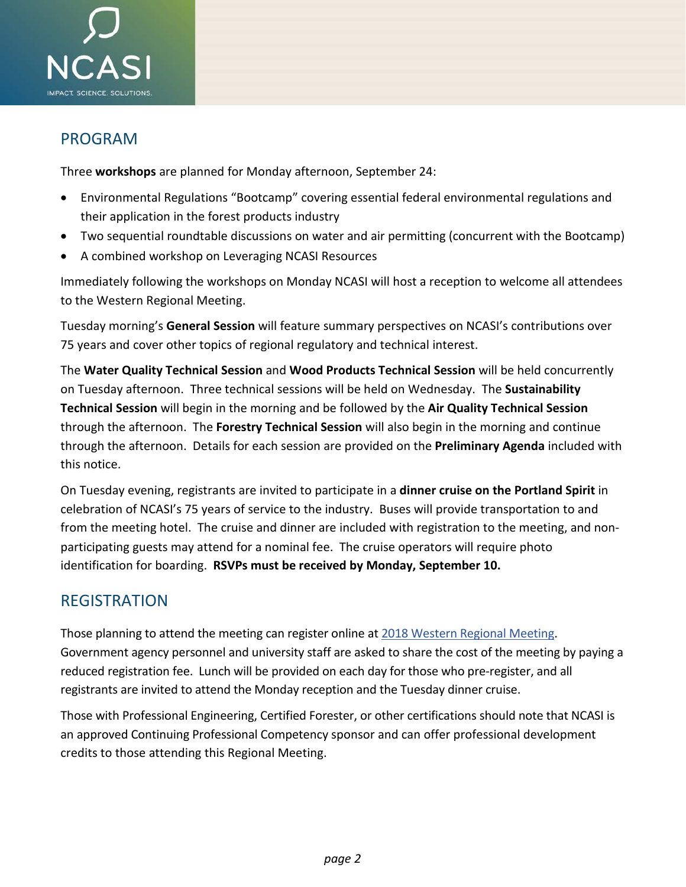## PROGRAM

Three **workshops** are planned for Monday afternoon, September 24:

- Environmental Regulations "Bootcamp" covering essential federal environmental regulations and their application in the forest products industry
- Two sequential roundtable discussions on water and air permitting (concurrent with the Bootcamp)
- A combined workshop on Leveraging NCASI Resources

Immediately following the workshops on Monday NCASI will host a reception to welcome all attendees to the Western Regional Meeting.

Tuesday morning's **General Session** will feature summary perspectives on NCASI's contributions over 75 years and cover other topics of regional regulatory and technical interest.

The **Water Quality Technical Session** and **Wood Products Technical Session** will be held concurrently on Tuesday afternoon. Three technical sessions will be held on Wednesday. The **Sustainability Technical Session** will begin in the morning and be followed by the **Air Quality Technical Session** through the afternoon. The **Forestry Technical Session** will also begin in the morning and continue through the afternoon. Details for each session are provided on the **Preliminary Agenda** included with this notice.

On Tuesday evening, registrants are invited to participate in a **dinner cruise on the Portland Spirit** in celebration of NCASI's 75 years of service to the industry. Buses will provide transportation to and from the meeting hotel. The cruise and dinner are included with registration to the meeting, and non-participating guests may attend for a nominal fee. The cruise operators will require photo identification for boarding. **RSVPs must be received by Monday, September 10.**

## REGISTRATION

Those planning to attend the meeting can register online at 2018 Western Regional Meeting. Government agency personnel and university staff are asked to share the cost of the meeting by paying a reduced registration fee. Lunch will be provided on each day for those who pre-register, and all registrants are invited to attend the Monday reception and the Tuesday dinner cruise.

Those with Professional Engineering, Certified Forester, or other certifications should note that NCASI is an approved Continuing Professional Competency sponsor and can offer professional development credits to those attending this Regional Meeting.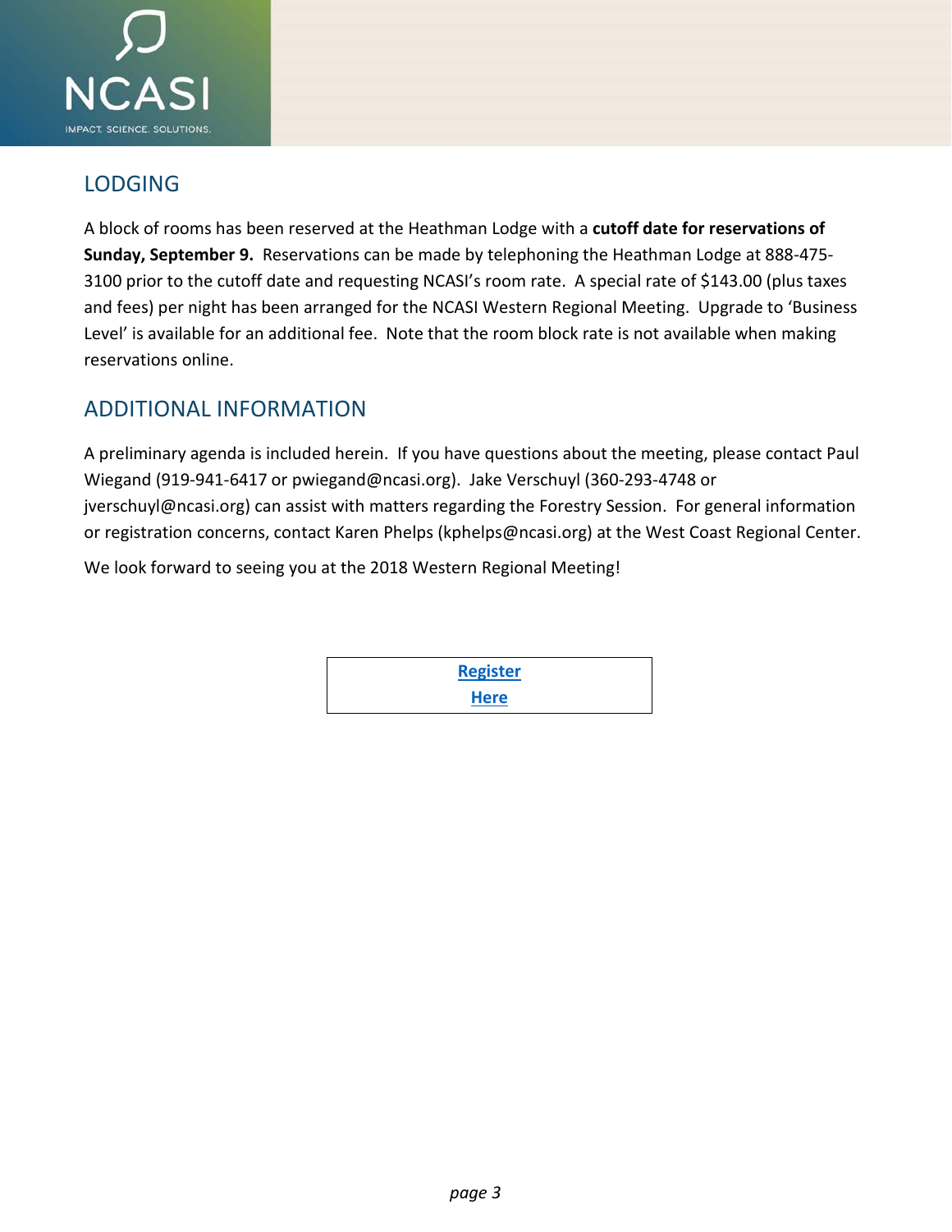## LODGING

A block of rooms has been reserved at the Heathman Lodge with a **cutoff date for reservations of Sunday, September 9.** Reservations can be made by telephoning the Heathman Lodge at 888-475-3100 prior to the cutoff date and requesting NCASI's room rate. A special rate of $143.00 (plus taxes and fees) per night has been arranged for the NCASI Western Regional Meeting. Upgrade to 'Business Level' is available for an additional fee. Note that the room block rate is not available when making reservations online.

## ADDITIONAL INFORMATION

A preliminary agenda is included herein. If you have questions about the meeting, please contact Paul Wiegand (919-941-6417 or pwiegand@ncasi.org). Jake Verschuyl (360-293-4748 or jverschuyl@ncasi.org) can assist with matters regarding the Forestry Session. For general information or registration concerns, contact Karen Phelps (kphelps@ncasi.org) at the West Coast Regional Center.

We look forward to seeing you at the 2018 Western Regional Meeting!

**Register Here**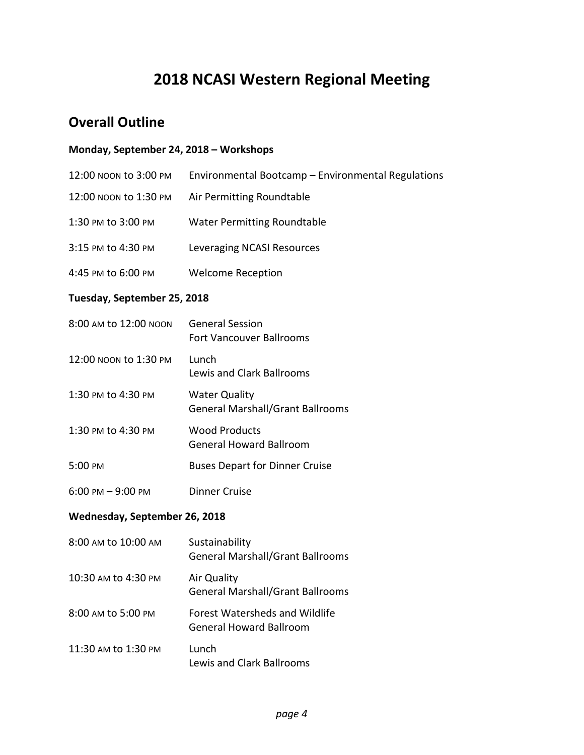# 2018 NCASI Western Regional Meeting

## Overall Outline

**Monday, September 24, 2018 – Workshops**

| | |
|---|---|
| 12:00 NOON to 3:00 PM | Environmental Bootcamp – Environmental Regulations |
| 12:00 NOON to 1:30 PM | Air Permitting Roundtable |
| 1:30 PM to 3:00 PM | Water Permitting Roundtable |
| 3:15 PM to 4:30 PM | Leveraging NCASI Resources |
| 4:45 PM to 6:00 PM | Welcome Reception |

**Tuesday, September 25, 2018**

| | |
|---|---|
| 8:00 AM to 12:00 NOON | General Session<br>Fort Vancouver Ballrooms |
| 12:00 NOON to 1:30 PM | Lunch<br>Lewis and Clark Ballrooms |
| 1:30 PM to 4:30 PM | Water Quality<br>General Marshall/Grant Ballrooms |
| 1:30 PM to 4:30 PM | Wood Products<br>General Howard Ballroom |
| 5:00 PM | Buses Depart for Dinner Cruise |
| 6:00 PM – 9:00 PM | Dinner Cruise |

**Wednesday, September 26, 2018**

| | |
|---|---|
| 8:00 AM to 10:00 AM | Sustainability<br>General Marshall/Grant Ballrooms |
| 10:30 AM to 4:30 PM | Air Quality<br>General Marshall/Grant Ballrooms |
| 8:00 AM to 5:00 PM | Forest Watersheds and Wildlife<br>General Howard Ballroom |
| 11:30 AM to 1:30 PM | Lunch<br>Lewis and Clark Ballrooms |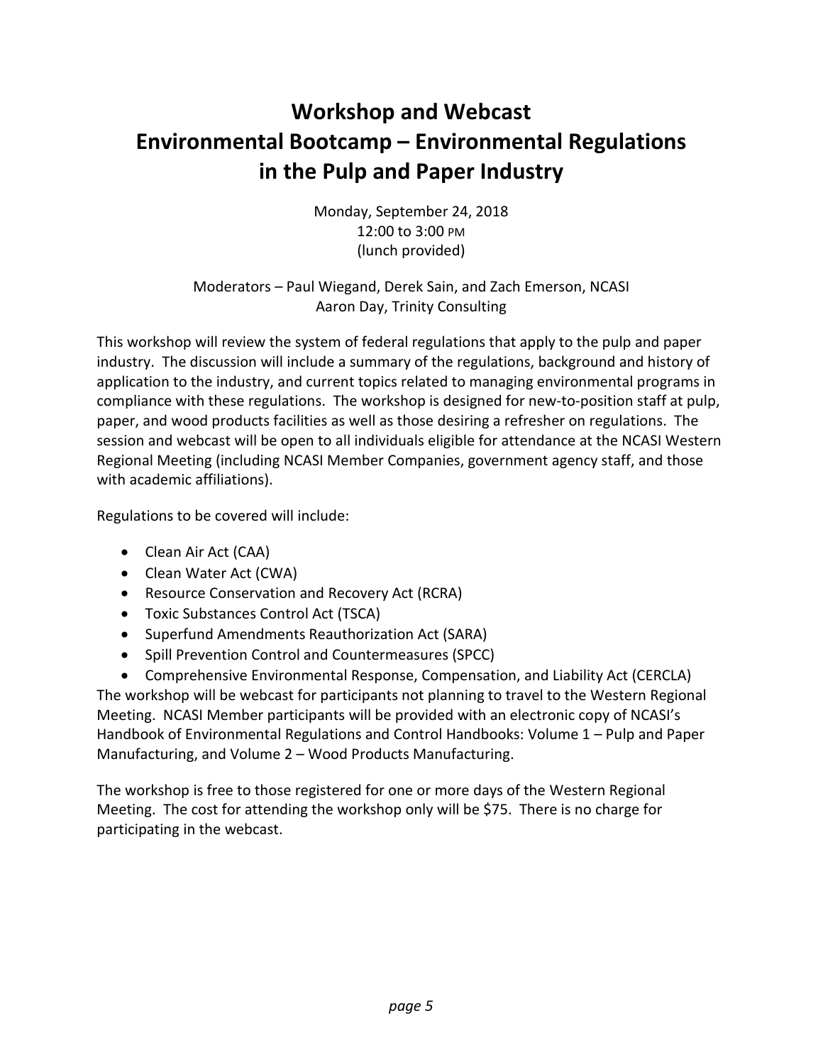# Workshop and Webcast
# Environmental Bootcamp – Environmental Regulations in the Pulp and Paper Industry

Monday, September 24, 2018
12:00 to 3:00 PM
(lunch provided)

Moderators – Paul Wiegand, Derek Sain, and Zach Emerson, NCASI
Aaron Day, Trinity Consulting

This workshop will review the system of federal regulations that apply to the pulp and paper industry. The discussion will include a summary of the regulations, background and history of application to the industry, and current topics related to managing environmental programs in compliance with these regulations. The workshop is designed for new-to-position staff at pulp, paper, and wood products facilities as well as those desiring a refresher on regulations. The session and webcast will be open to all individuals eligible for attendance at the NCASI Western Regional Meeting (including NCASI Member Companies, government agency staff, and those with academic affiliations).

Regulations to be covered will include:

- Clean Air Act (CAA)
- Clean Water Act (CWA)
- Resource Conservation and Recovery Act (RCRA)
- Toxic Substances Control Act (TSCA)
- Superfund Amendments Reauthorization Act (SARA)
- Spill Prevention Control and Countermeasures (SPCC)
- Comprehensive Environmental Response, Compensation, and Liability Act (CERCLA)

The workshop will be webcast for participants not planning to travel to the Western Regional Meeting. NCASI Member participants will be provided with an electronic copy of NCASI's Handbook of Environmental Regulations and Control Handbooks: Volume 1 – Pulp and Paper Manufacturing, and Volume 2 – Wood Products Manufacturing.

The workshop is free to those registered for one or more days of the Western Regional Meeting. The cost for attending the workshop only will be $75. There is no charge for participating in the webcast.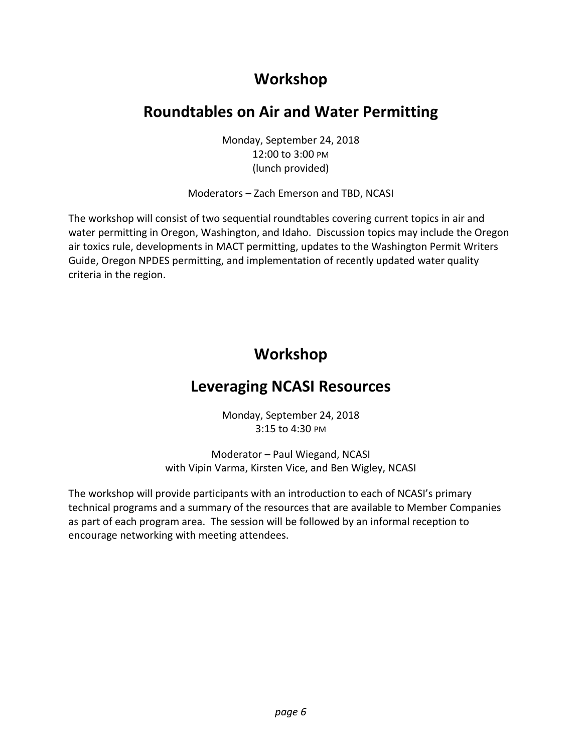# Workshop

## Roundtables on Air and Water Permitting

Monday, September 24, 2018
12:00 to 3:00 PM
(lunch provided)

Moderators – Zach Emerson and TBD, NCASI

The workshop will consist of two sequential roundtables covering current topics in air and water permitting in Oregon, Washington, and Idaho. Discussion topics may include the Oregon air toxics rule, developments in MACT permitting, updates to the Washington Permit Writers Guide, Oregon NPDES permitting, and implementation of recently updated water quality criteria in the region.

# Workshop

## Leveraging NCASI Resources

Monday, September 24, 2018
3:15 to 4:30 PM

Moderator – Paul Wiegand, NCASI
with Vipin Varma, Kirsten Vice, and Ben Wigley, NCASI

The workshop will provide participants with an introduction to each of NCASI's primary technical programs and a summary of the resources that are available to Member Companies as part of each program area. The session will be followed by an informal reception to encourage networking with meeting attendees.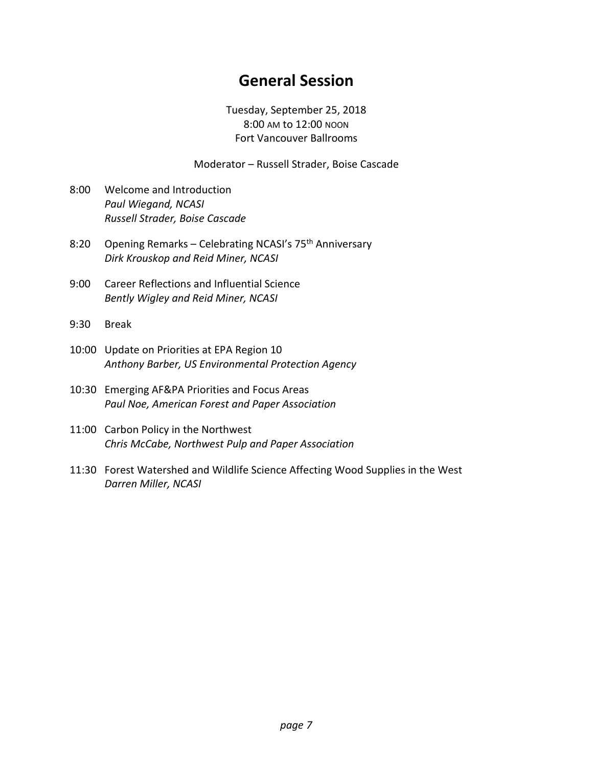# General Session

Tuesday, September 25, 2018
8:00 AM to 12:00 NOON
Fort Vancouver Ballrooms

Moderator – Russell Strader, Boise Cascade

8:00 Welcome and Introduction
*Paul Wiegand, NCASI*
*Russell Strader, Boise Cascade*

8:20 Opening Remarks – Celebrating NCASI's 75th Anniversary
*Dirk Krouskop and Reid Miner, NCASI*

9:00 Career Reflections and Influential Science
*Bently Wigley and Reid Miner, NCASI*

9:30 Break

10:00 Update on Priorities at EPA Region 10
*Anthony Barber, US Environmental Protection Agency*

10:30 Emerging AF&PA Priorities and Focus Areas
*Paul Noe, American Forest and Paper Association*

11:00 Carbon Policy in the Northwest
*Chris McCabe, Northwest Pulp and Paper Association*

11:30 Forest Watershed and Wildlife Science Affecting Wood Supplies in the West
*Darren Miller, NCASI*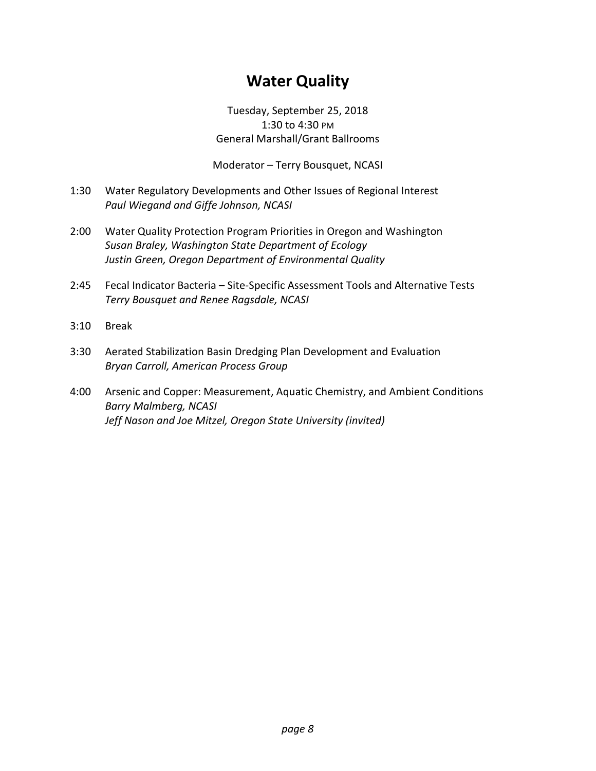# Water Quality

Tuesday, September 25, 2018
1:30 to 4:30 PM
General Marshall/Grant Ballrooms

Moderator – Terry Bousquet, NCASI

1:30 Water Regulatory Developments and Other Issues of Regional Interest
*Paul Wiegand and Giffe Johnson, NCASI*

2:00 Water Quality Protection Program Priorities in Oregon and Washington
*Susan Braley, Washington State Department of Ecology*
*Justin Green, Oregon Department of Environmental Quality*

2:45 Fecal Indicator Bacteria – Site-Specific Assessment Tools and Alternative Tests
*Terry Bousquet and Renee Ragsdale, NCASI*

3:10 Break

3:30 Aerated Stabilization Basin Dredging Plan Development and Evaluation
*Bryan Carroll, American Process Group*

4:00 Arsenic and Copper: Measurement, Aquatic Chemistry, and Ambient Conditions
*Barry Malmberg, NCASI*
*Jeff Nason and Joe Mitzel, Oregon State University (invited)*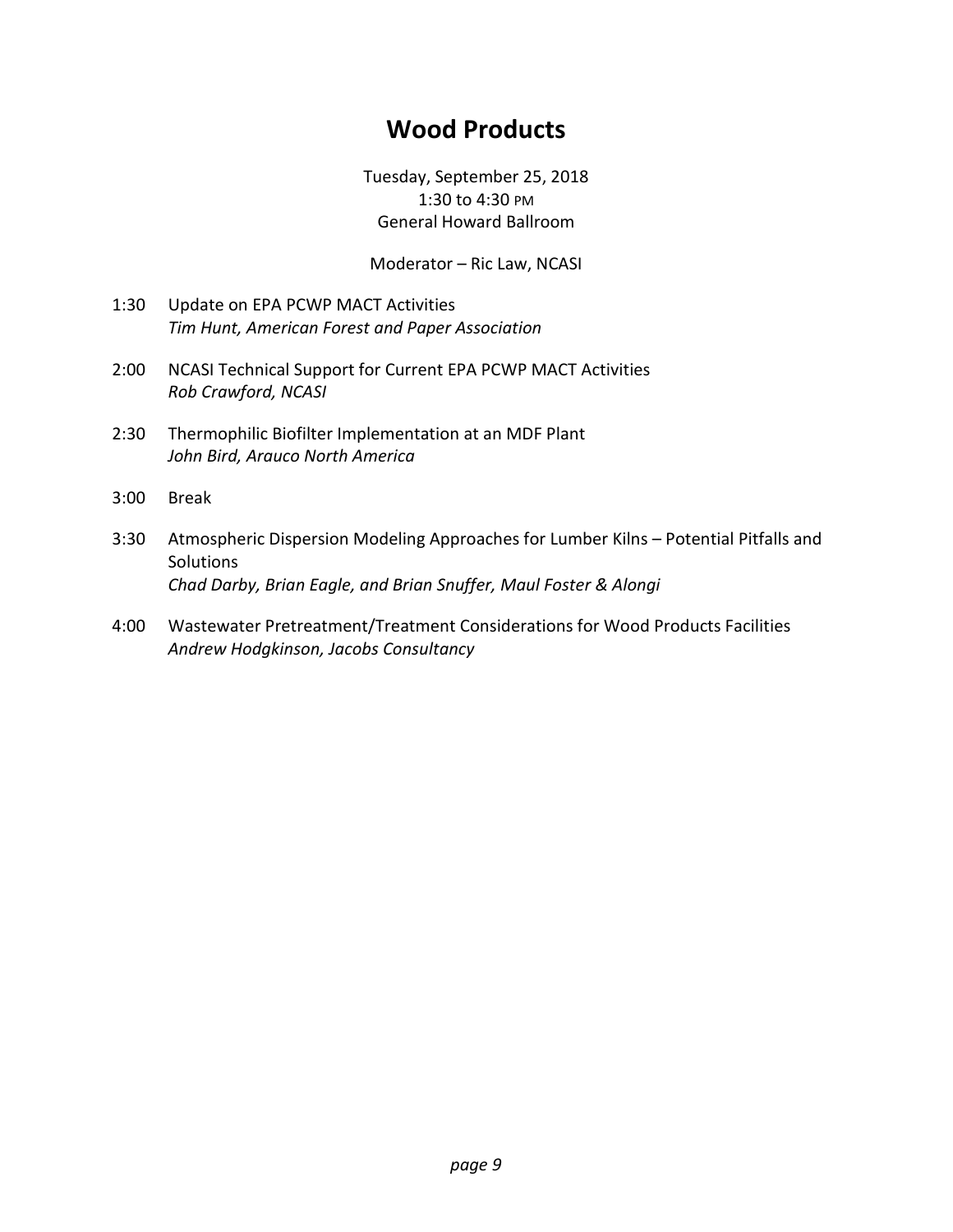# Wood Products

Tuesday, September 25, 2018
1:30 to 4:30 PM
General Howard Ballroom

Moderator – Ric Law, NCASI

1:30 Update on EPA PCWP MACT Activities
*Tim Hunt, American Forest and Paper Association*

2:00 NCASI Technical Support for Current EPA PCWP MACT Activities
*Rob Crawford, NCASI*

2:30 Thermophilic Biofilter Implementation at an MDF Plant
*John Bird, Arauco North America*

3:00 Break

3:30 Atmospheric Dispersion Modeling Approaches for Lumber Kilns – Potential Pitfalls and Solutions
*Chad Darby, Brian Eagle, and Brian Snuffer, Maul Foster & Alongi*

4:00 Wastewater Pretreatment/Treatment Considerations for Wood Products Facilities
*Andrew Hodgkinson, Jacobs Consultancy*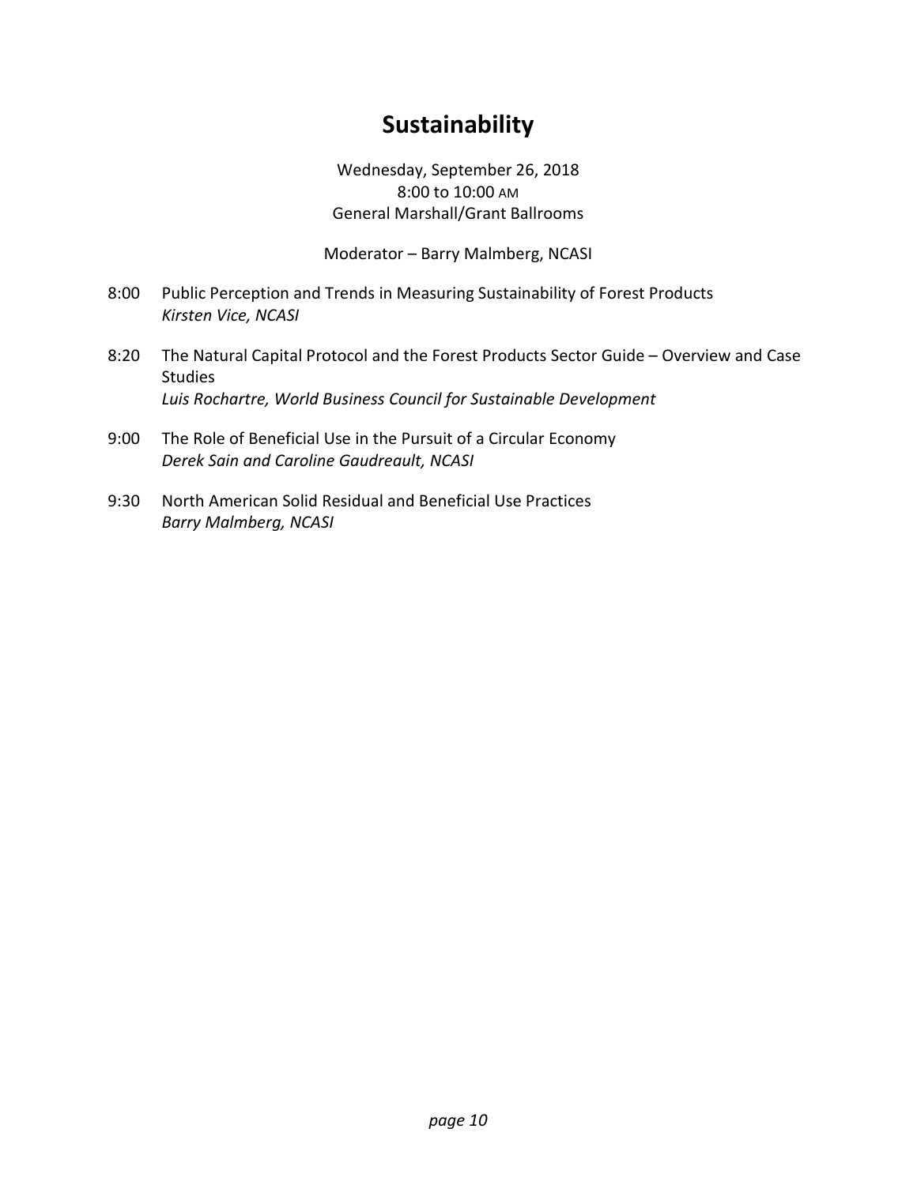# Sustainability

Wednesday, September 26, 2018
8:00 to 10:00 AM
General Marshall/Grant Ballrooms

Moderator – Barry Malmberg, NCASI

8:00 Public Perception and Trends in Measuring Sustainability of Forest Products
*Kirsten Vice, NCASI*

8:20 The Natural Capital Protocol and the Forest Products Sector Guide – Overview and Case Studies
*Luis Rochartre, World Business Council for Sustainable Development*

9:00 The Role of Beneficial Use in the Pursuit of a Circular Economy
*Derek Sain and Caroline Gaudreault, NCASI*

9:30 North American Solid Residual and Beneficial Use Practices
*Barry Malmberg, NCASI*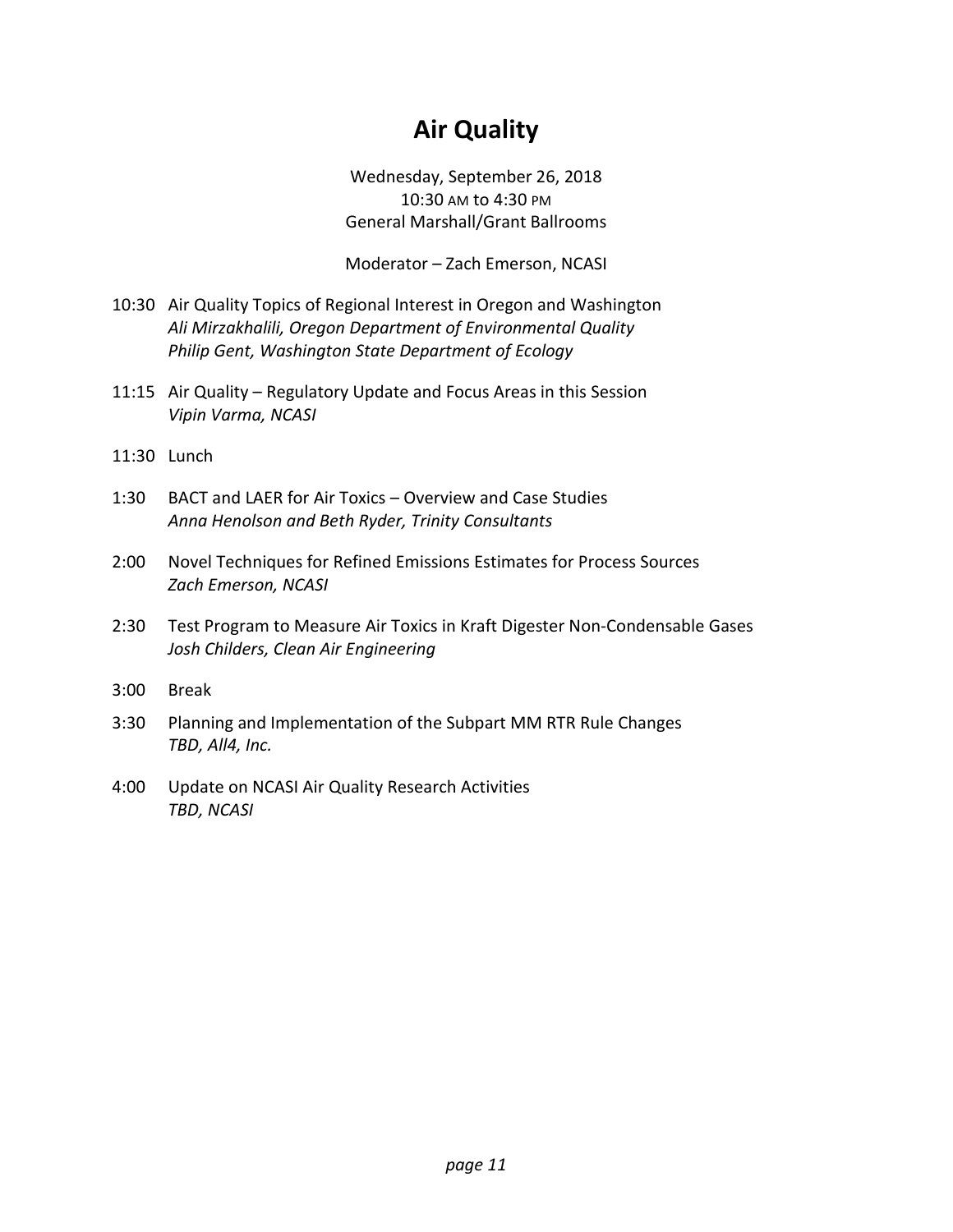# Air Quality

Wednesday, September 26, 2018
10:30 AM to 4:30 PM
General Marshall/Grant Ballrooms

Moderator – Zach Emerson, NCASI

10:30 Air Quality Topics of Regional Interest in Oregon and Washington
*Ali Mirzakhalili, Oregon Department of Environmental Quality*
*Philip Gent, Washington State Department of Ecology*

11:15 Air Quality – Regulatory Update and Focus Areas in this Session
*Vipin Varma, NCASI*

11:30 Lunch

1:30 BACT and LAER for Air Toxics – Overview and Case Studies
*Anna Henolson and Beth Ryder, Trinity Consultants*

2:00 Novel Techniques for Refined Emissions Estimates for Process Sources
*Zach Emerson, NCASI*

2:30 Test Program to Measure Air Toxics in Kraft Digester Non-Condensable Gases
*Josh Childers, Clean Air Engineering*

3:00 Break

3:30 Planning and Implementation of the Subpart MM RTR Rule Changes
*TBD, All4, Inc.*

4:00 Update on NCASI Air Quality Research Activities
*TBD, NCASI*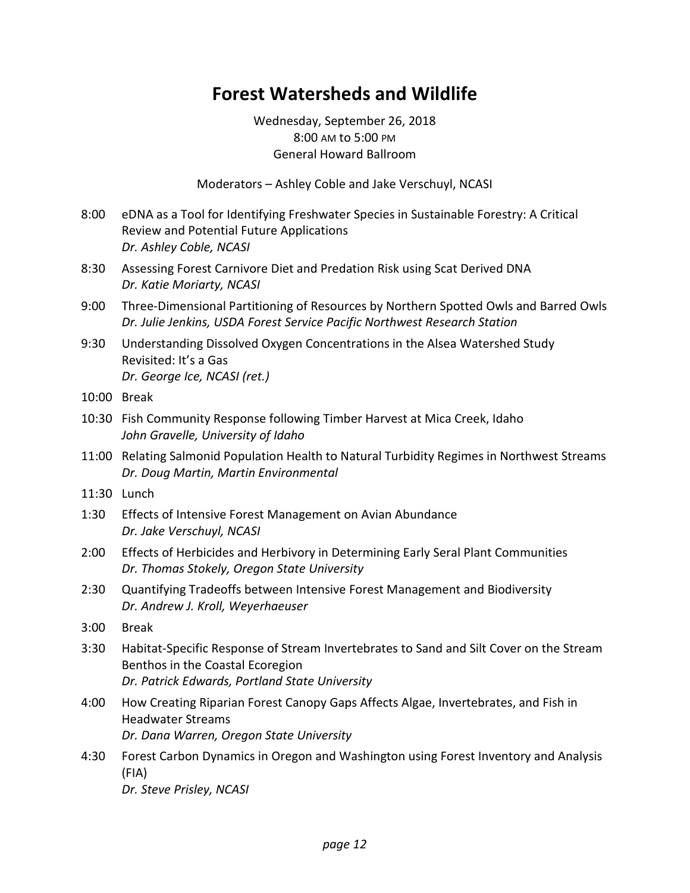# Forest Watersheds and Wildlife

Wednesday, September 26, 2018
8:00 AM to 5:00 PM
General Howard Ballroom

Moderators – Ashley Coble and Jake Verschuyl, NCASI

8:00 eDNA as a Tool for Identifying Freshwater Species in Sustainable Forestry: A Critical Review and Potential Future Applications
*Dr. Ashley Coble, NCASI*

8:30 Assessing Forest Carnivore Diet and Predation Risk using Scat Derived DNA
*Dr. Katie Moriarty, NCASI*

9:00 Three-Dimensional Partitioning of Resources by Northern Spotted Owls and Barred Owls
*Dr. Julie Jenkins, USDA Forest Service Pacific Northwest Research Station*

9:30 Understanding Dissolved Oxygen Concentrations in the Alsea Watershed Study Revisited: It's a Gas
*Dr. George Ice, NCASI (ret.)*

10:00 Break

10:30 Fish Community Response following Timber Harvest at Mica Creek, Idaho
*John Gravelle, University of Idaho*

11:00 Relating Salmonid Population Health to Natural Turbidity Regimes in Northwest Streams
*Dr. Doug Martin, Martin Environmental*

11:30 Lunch

1:30 Effects of Intensive Forest Management on Avian Abundance
*Dr. Jake Verschuyl, NCASI*

2:00 Effects of Herbicides and Herbivory in Determining Early Seral Plant Communities
*Dr. Thomas Stokely, Oregon State University*

2:30 Quantifying Tradeoffs between Intensive Forest Management and Biodiversity
*Dr. Andrew J. Kroll, Weyerhaeuser*

3:00 Break

3:30 Habitat-Specific Response of Stream Invertebrates to Sand and Silt Cover on the Stream Benthos in the Coastal Ecoregion
*Dr. Patrick Edwards, Portland State University*

4:00 How Creating Riparian Forest Canopy Gaps Affects Algae, Invertebrates, and Fish in Headwater Streams
*Dr. Dana Warren, Oregon State University*

4:30 Forest Carbon Dynamics in Oregon and Washington using Forest Inventory and Analysis (FIA)
*Dr. Steve Prisley, NCASI*